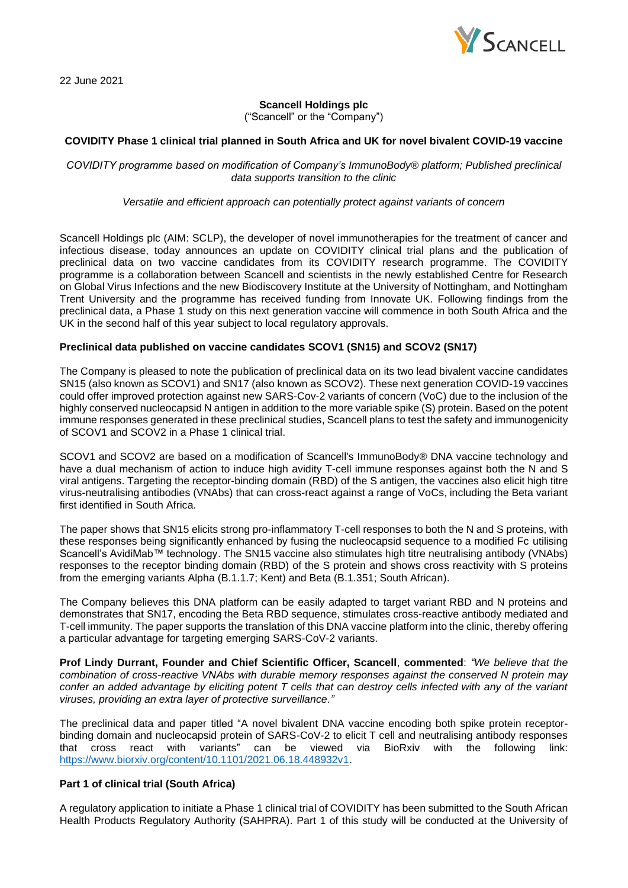22 June 2021

**Scancell Holdings plc**
("Scancell" or the "Company")

**COVIDITY Phase 1 clinical trial planned in South Africa and UK for novel bivalent COVID-19 vaccine**

*COVIDITY programme based on modification of Company's ImmunoBody® platform; Published preclinical data supports transition to the clinic*

*Versatile and efficient approach can potentially protect against variants of concern*

Scancell Holdings plc (AIM: SCLP), the developer of novel immunotherapies for the treatment of cancer and infectious disease, today announces an update on COVIDITY clinical trial plans and the publication of preclinical data on two vaccine candidates from its COVIDITY research programme. The COVIDITY programme is a collaboration between Scancell and scientists in the newly established Centre for Research on Global Virus Infections and the new Biodiscovery Institute at the University of Nottingham, and Nottingham Trent University and the programme has received funding from Innovate UK. Following findings from the preclinical data, a Phase 1 study on this next generation vaccine will commence in both South Africa and the UK in the second half of this year subject to local regulatory approvals.

**Preclinical data published on vaccine candidates SCOV1 (SN15) and SCOV2 (SN17)**

The Company is pleased to note the publication of preclinical data on its two lead bivalent vaccine candidates SN15 (also known as SCOV1) and SN17 (also known as SCOV2). These next generation COVID-19 vaccines could offer improved protection against new SARS-Cov-2 variants of concern (VoC) due to the inclusion of the highly conserved nucleocapsid N antigen in addition to the more variable spike (S) protein. Based on the potent immune responses generated in these preclinical studies, Scancell plans to test the safety and immunogenicity of SCOV1 and SCOV2 in a Phase 1 clinical trial.

SCOV1 and SCOV2 are based on a modification of Scancell's ImmunoBody® DNA vaccine technology and have a dual mechanism of action to induce high avidity T-cell immune responses against both the N and S viral antigens. Targeting the receptor-binding domain (RBD) of the S antigen, the vaccines also elicit high titre virus-neutralising antibodies (VNAbs) that can cross-react against a range of VoCs, including the Beta variant first identified in South Africa.

The paper shows that SN15 elicits strong pro-inflammatory T-cell responses to both the N and S proteins, with these responses being significantly enhanced by fusing the nucleocapsid sequence to a modified Fc utilising Scancell's AvidiMab™ technology. The SN15 vaccine also stimulates high titre neutralising antibody (VNAbs) responses to the receptor binding domain (RBD) of the S protein and shows cross reactivity with S proteins from the emerging variants Alpha (B.1.1.7; Kent) and Beta (B.1.351; South African).

The Company believes this DNA platform can be easily adapted to target variant RBD and N proteins and demonstrates that SN17, encoding the Beta RBD sequence, stimulates cross-reactive antibody mediated and T-cell immunity. The paper supports the translation of this DNA vaccine platform into the clinic, thereby offering a particular advantage for targeting emerging SARS-CoV-2 variants.

**Prof Lindy Durrant, Founder and Chief Scientific Officer, Scancell**, **commented**: *"We believe that the combination of cross-reactive VNAbs with durable memory responses against the conserved N protein may confer an added advantage by eliciting potent T cells that can destroy cells infected with any of the variant viruses, providing an extra layer of protective surveillance."*

The preclinical data and paper titled "A novel bivalent DNA vaccine encoding both spike protein receptor-binding domain and nucleocapsid protein of SARS-CoV-2 to elicit T cell and neutralising antibody responses that cross react with variants" can be viewed via BioRxiv with the following link: https://www.biorxiv.org/content/10.1101/2021.06.18.448932v1.

**Part 1 of clinical trial (South Africa)**

A regulatory application to initiate a Phase 1 clinical trial of COVIDITY has been submitted to the South African Health Products Regulatory Authority (SAHPRA). Part 1 of this study will be conducted at the University of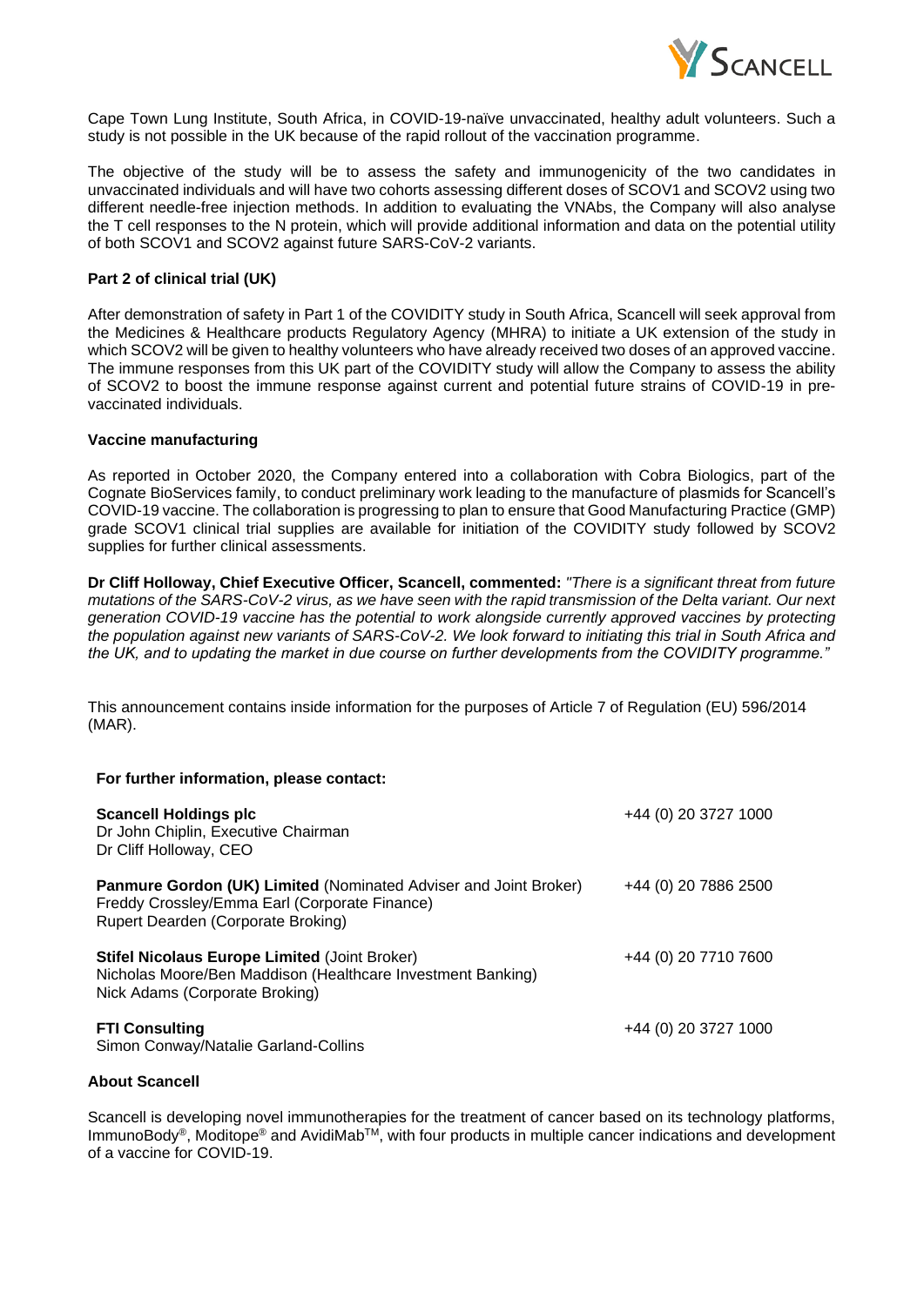Cape Town Lung Institute, South Africa, in COVID-19-naïve unvaccinated, healthy adult volunteers. Such a study is not possible in the UK because of the rapid rollout of the vaccination programme.

The objective of the study will be to assess the safety and immunogenicity of the two candidates in unvaccinated individuals and will have two cohorts assessing different doses of SCOV1 and SCOV2 using two different needle-free injection methods. In addition to evaluating the VNAbs, the Company will also analyse the T cell responses to the N protein, which will provide additional information and data on the potential utility of both SCOV1 and SCOV2 against future SARS-CoV-2 variants.

**Part 2 of clinical trial (UK)**

After demonstration of safety in Part 1 of the COVIDITY study in South Africa, Scancell will seek approval from the Medicines & Healthcare products Regulatory Agency (MHRA) to initiate a UK extension of the study in which SCOV2 will be given to healthy volunteers who have already received two doses of an approved vaccine. The immune responses from this UK part of the COVIDITY study will allow the Company to assess the ability of SCOV2 to boost the immune response against current and potential future strains of COVID-19 in pre-vaccinated individuals.

**Vaccine manufacturing**

As reported in October 2020, the Company entered into a collaboration with Cobra Biologics, part of the Cognate BioServices family, to conduct preliminary work leading to the manufacture of plasmids for Scancell's COVID-19 vaccine. The collaboration is progressing to plan to ensure that Good Manufacturing Practice (GMP) grade SCOV1 clinical trial supplies are available for initiation of the COVIDITY study followed by SCOV2 supplies for further clinical assessments.

**Dr Cliff Holloway, Chief Executive Officer, Scancell, commented:** *"There is a significant threat from future mutations of the SARS-CoV-2 virus, as we have seen with the rapid transmission of the Delta variant. Our next generation COVID-19 vaccine has the potential to work alongside currently approved vaccines by protecting the population against new variants of SARS-CoV-2. We look forward to initiating this trial in South Africa and the UK, and to updating the market in due course on further developments from the COVIDITY programme."*

This announcement contains inside information for the purposes of Article 7 of Regulation (EU) 596/2014 (MAR).

**For further information, please contact:**

| | |
|---|---|
| **Scancell Holdings plc**<br>Dr John Chiplin, Executive Chairman<br>Dr Cliff Holloway, CEO | +44 (0) 20 3727 1000 |
| **Panmure Gordon (UK) Limited** (Nominated Adviser and Joint Broker)<br>Freddy Crossley/Emma Earl (Corporate Finance)<br>Rupert Dearden (Corporate Broking) | +44 (0) 20 7886 2500 |
| **Stifel Nicolaus Europe Limited** (Joint Broker)<br>Nicholas Moore/Ben Maddison (Healthcare Investment Banking)<br>Nick Adams (Corporate Broking) | +44 (0) 20 7710 7600 |
| **FTI Consulting**<br>Simon Conway/Natalie Garland-Collins | +44 (0) 20 3727 1000 |

**About Scancell**

Scancell is developing novel immunotherapies for the treatment of cancer based on its technology platforms, ImmunoBody®, Moditope® and AvidiMab™, with four products in multiple cancer indications and development of a vaccine for COVID-19.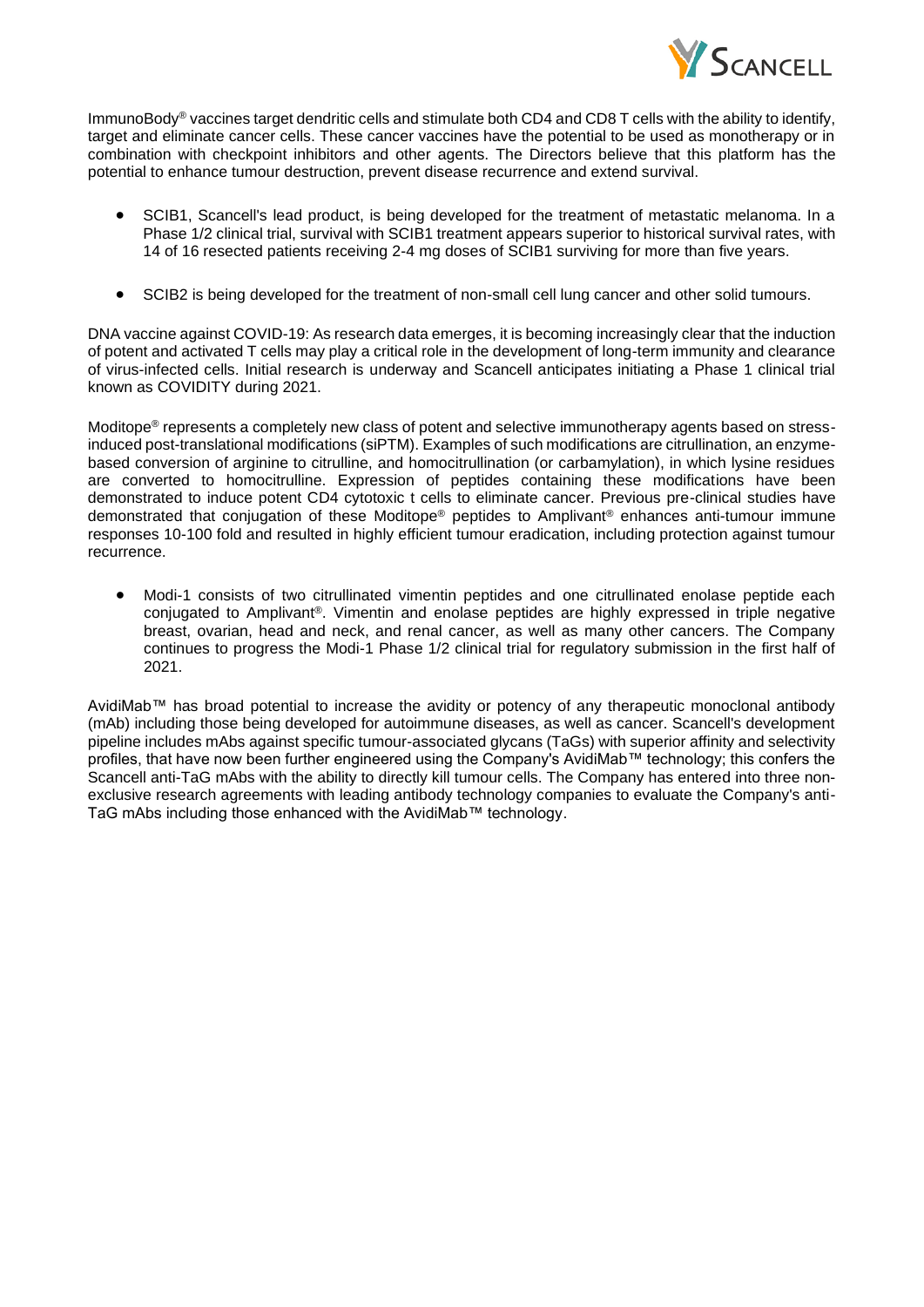ImmunoBody® vaccines target dendritic cells and stimulate both CD4 and CD8 T cells with the ability to identify, target and eliminate cancer cells. These cancer vaccines have the potential to be used as monotherapy or in combination with checkpoint inhibitors and other agents. The Directors believe that this platform has the potential to enhance tumour destruction, prevent disease recurrence and extend survival.

- SCIB1, Scancell's lead product, is being developed for the treatment of metastatic melanoma. In a Phase 1/2 clinical trial, survival with SCIB1 treatment appears superior to historical survival rates, with 14 of 16 resected patients receiving 2-4 mg doses of SCIB1 surviving for more than five years.

- SCIB2 is being developed for the treatment of non-small cell lung cancer and other solid tumours.

DNA vaccine against COVID-19: As research data emerges, it is becoming increasingly clear that the induction of potent and activated T cells may play a critical role in the development of long-term immunity and clearance of virus-infected cells. Initial research is underway and Scancell anticipates initiating a Phase 1 clinical trial known as COVIDITY during 2021.

Moditope® represents a completely new class of potent and selective immunotherapy agents based on stress-induced post-translational modifications (siPTM). Examples of such modifications are citrullination, an enzyme-based conversion of arginine to citrulline, and homocitrullination (or carbamylation), in which lysine residues are converted to homocitrulline. Expression of peptides containing these modifications have been demonstrated to induce potent CD4 cytotoxic t cells to eliminate cancer. Previous pre-clinical studies have demonstrated that conjugation of these Moditope® peptides to Amplivant® enhances anti-tumour immune responses 10-100 fold and resulted in highly efficient tumour eradication, including protection against tumour recurrence.

- Modi-1 consists of two citrullinated vimentin peptides and one citrullinated enolase peptide each conjugated to Amplivant®. Vimentin and enolase peptides are highly expressed in triple negative breast, ovarian, head and neck, and renal cancer, as well as many other cancers. The Company continues to progress the Modi-1 Phase 1/2 clinical trial for regulatory submission in the first half of 2021.

AvidiMab™ has broad potential to increase the avidity or potency of any therapeutic monoclonal antibody (mAb) including those being developed for autoimmune diseases, as well as cancer. Scancell's development pipeline includes mAbs against specific tumour-associated glycans (TaGs) with superior affinity and selectivity profiles, that have now been further engineered using the Company's AvidiMab™ technology; this confers the Scancell anti-TaG mAbs with the ability to directly kill tumour cells. The Company has entered into three non-exclusive research agreements with leading antibody technology companies to evaluate the Company's anti-TaG mAbs including those enhanced with the AvidiMab™ technology.